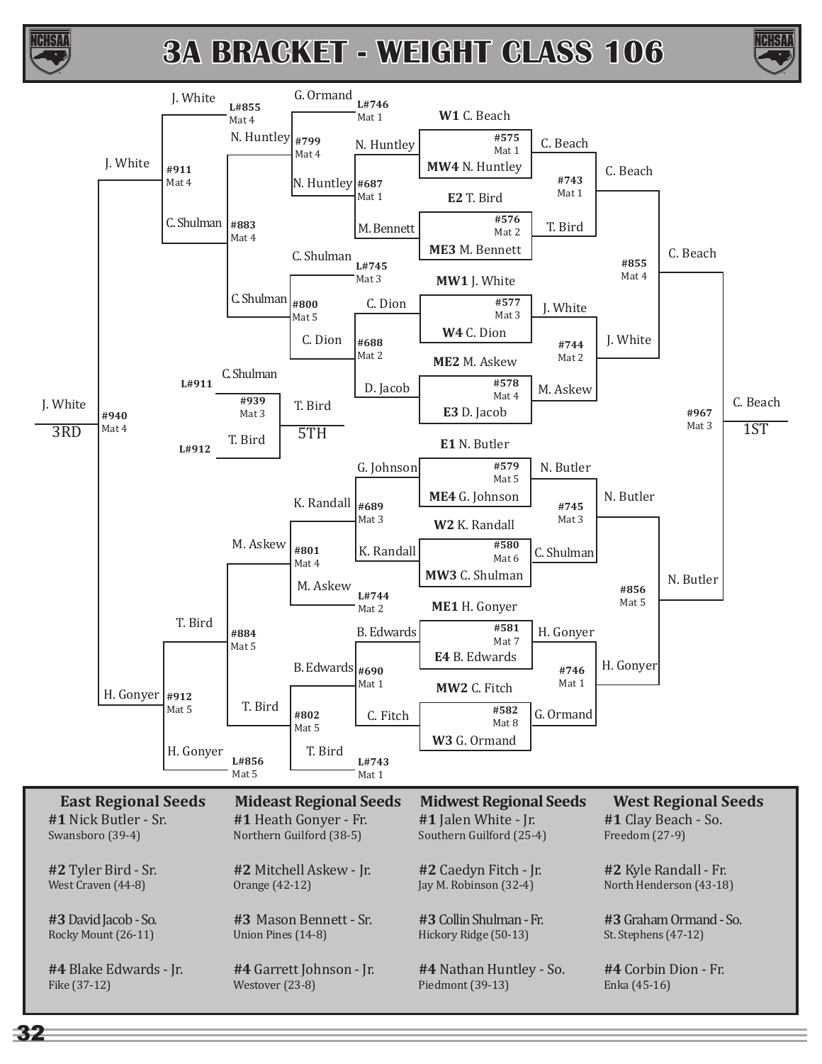# 3A BRACKET - WEIGHT CLASS 106

W1 C. Beach
#575 Mat 1
MW4 N. Huntley

E2 T. Bird
#576 Mat 2
ME3 M. Bennett

MW1 J. White
#577 Mat 3
W4 C. Dion

ME2 M. Askew
#578 Mat 4
E3 D. Jacob

E1 N. Butler
#579 Mat 5
ME4 G. Johnson

W2 K. Randall
#580 Mat 6
MW3 C. Shulman

ME1 H. Gonyer
#581 Mat 7
E4 B. Edwards

MW2 C. Fitch
#582 Mat 8
W3 G. Ormand

#743 Mat 1: C. Beach, T. Bird — C. Beach
#744 Mat 2: J. White, M. Askew — J. White
#745 Mat 3: N. Butler, C. Shulman — N. Butler
#746 Mat 1: H. Gonyer, G. Ormand — H. Gonyer

#855 Mat 4: C. Beach, J. White — C. Beach
#856 Mat 5: N. Butler, H. Gonyer — N. Butler

#967 Mat 3: C. Beach, N. Butler — C. Beach 1ST

#687 Mat 1: N. Huntley, M. Bennett — N. Huntley
#688 Mat 2: C. Dion, D. Jacob — C. Dion
#689 Mat 3: G. Johnson, K. Randall — K. Randall
#690 Mat 1: B. Edwards, C. Fitch — B. Edwards

#799 Mat 4: G. Ormand (L#746 Mat 1), N. Huntley — N. Huntley
#800 Mat 5: C. Shulman (L#745 Mat 3), C. Dion — C. Shulman
#801 Mat 4: K. Randall, M. Askew (L#744 Mat 2) — M. Askew
#802 Mat 5: B. Edwards, T. Bird (L#743 Mat 1) — T. Bird

#883 Mat 4: N. Huntley, C. Shulman — C. Shulman
#884 Mat 5: M. Askew, T. Bird — T. Bird

#911 Mat 4: J. White (L#855 Mat 4), C. Shulman — J. White
#912 Mat 5: T. Bird, H. Gonyer (L#856 Mat 5) — H. Gonyer

#939 Mat 3: C. Shulman (L#911), T. Bird (L#912) — T. Bird 5TH

#940 Mat 4: J. White, H. Gonyer — J. White 3RD

| East Regional Seeds | Mideast Regional Seeds | Midwest Regional Seeds | West Regional Seeds |
|---|---|---|---|
| **#1** Nick Butler - Sr. Swansboro (39-4) | **#1** Heath Gonyer - Fr. Northern Guilford (38-5) | **#1** Jalen White - Jr. Southern Guilford (25-4) | **#1** Clay Beach - So. Freedom (27-9) |
| **#2** Tyler Bird - Sr. West Craven (44-8) | **#2** Mitchell Askew - Jr. Orange (42-12) | **#2** Caedyn Fitch - Jr. Jay M. Robinson (32-4) | **#2** Kyle Randall - Fr. North Henderson (43-18) |
| **#3** David Jacob - So. Rocky Mount (26-11) | **#3** Mason Bennett - Sr. Union Pines (14-8) | **#3** Collin Shulman - Fr. Hickory Ridge (50-13) | **#3** Graham Ormand - So. St. Stephens (47-12) |
| **#4** Blake Edwards - Jr. Fike (37-12) | **#4** Garrett Johnson - Jr. Westover (23-8) | **#4** Nathan Huntley - So. Piedmont (39-13) | **#4** Corbin Dion - Fr. Enka (45-16) |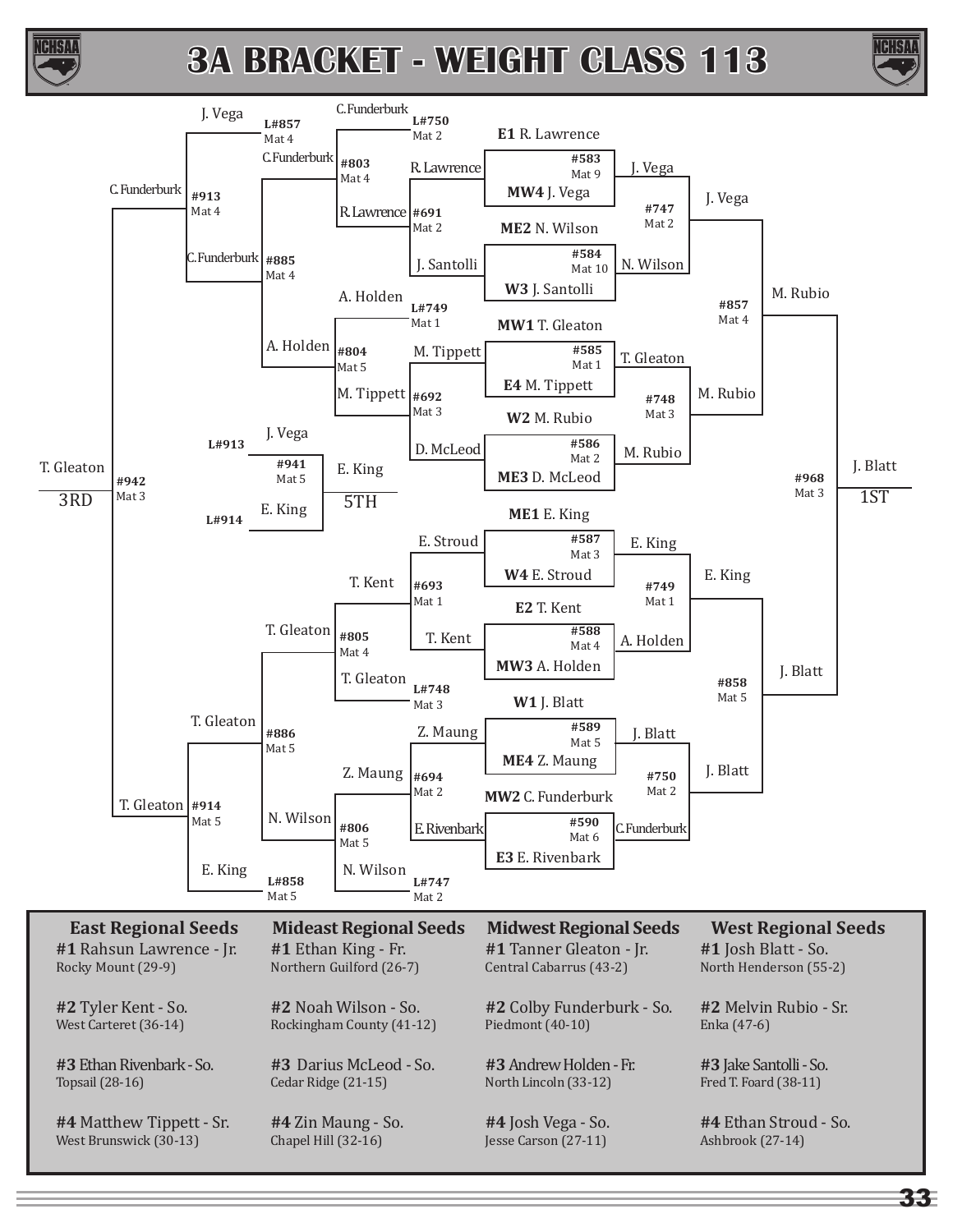# 3A BRACKET - WEIGHT CLASS 113

E1 R. Lawrence
#583 Mat 9
MW4 J. Vega

ME2 N. Wilson
#584 Mat 10
W3 J. Santolli

MW1 T. Gleaton
#585 Mat 1
E4 M. Tippett

W2 M. Rubio
#586 Mat 2
ME3 D. McLeod

ME1 E. King
#587 Mat 3
W4 E. Stroud

E2 T. Kent
#588 Mat 4
MW3 A. Holden

W1 J. Blatt
#589 Mat 5
ME4 Z. Maung

MW2 C. Funderburk
#590 Mat 6
E3 E. Rivenbark

R. Lawrence
J. Santolli
#691 Mat 2
R. Lawrence

M. Tippett
D. McLeod
#692 Mat 3
M. Tippett

E. Stroud
T. Kent
#693 Mat 1
T. Kent

Z. Maung
E.Rivenbark
#694 Mat 2
Z. Maung

J. Vega
N. Wilson
#747 Mat 2
J. Vega

T. Gleaton
M. Rubio
#748 Mat 3
M. Rubio

E. King
A. Holden
#749 Mat 1
E. King

J. Blatt
C.Funderburk
#750 Mat 2
J. Blatt

C.Funderburk
L#750 Mat 2
R.Lawrence
#803 Mat 4
C.Funderburk

A. Holden
L#749 Mat 1
M. Tippett
#804 Mat 5
A. Holden

T. Kent
T. Gleaton
L#748 Mat 3
#805 Mat 4
T. Gleaton

Z. Maung
N. Wilson
L#747 Mat 2
#806 Mat 5
N. Wilson

J. Vega
L#857 Mat 4
C.Funderburk
#913 Mat 4
C.Funderburk

C.Funderburk
A. Holden
#885 Mat 4
C.Funderburk

T. Gleaton
N. Wilson
#886 Mat 5
T. Gleaton

E. King
L#858 Mat 5
T. Gleaton
#914 Mat 5
T. Gleaton

J. Vega
M. Rubio
#857 Mat 4
M. Rubio

E. King
J. Blatt
#858 Mat 5
J. Blatt

J. Vega
L#913
E. King
L#914
#941 Mat 5
E. King
5TH

C. Funderburk
T. Gleaton
#942 Mat 3
T. Gleaton
3RD

M. Rubio
J. Blatt
#968 Mat 3
J. Blatt
1ST

| East Regional Seeds | Mideast Regional Seeds | Midwest Regional Seeds | West Regional Seeds |
|---|---|---|---|
| **#1** Rahsun Lawrence - Jr. Rocky Mount (29-9) | **#1** Ethan King - Fr. Northern Guilford (26-7) | **#1** Tanner Gleaton - Jr. Central Cabarrus (43-2) | **#1** Josh Blatt - So. North Henderson (55-2) |
| **#2** Tyler Kent - So. West Carteret (36-14) | **#2** Noah Wilson - So. Rockingham County (41-12) | **#2** Colby Funderburk - So. Piedmont (40-10) | **#2** Melvin Rubio - Sr. Enka (47-6) |
| **#3** Ethan Rivenbark - So. Topsail (28-16) | **#3** Darius McLeod - So. Cedar Ridge (21-15) | **#3** Andrew Holden - Fr. North Lincoln (33-12) | **#3** Jake Santolli - So. Fred T. Foard (38-11) |
| **#4** Matthew Tippett - Sr. West Brunswick (30-13) | **#4** Zin Maung - So. Chapel Hill (32-16) | **#4** Josh Vega - So. Jesse Carson (27-11) | **#4** Ethan Stroud - So. Ashbrook (27-14) |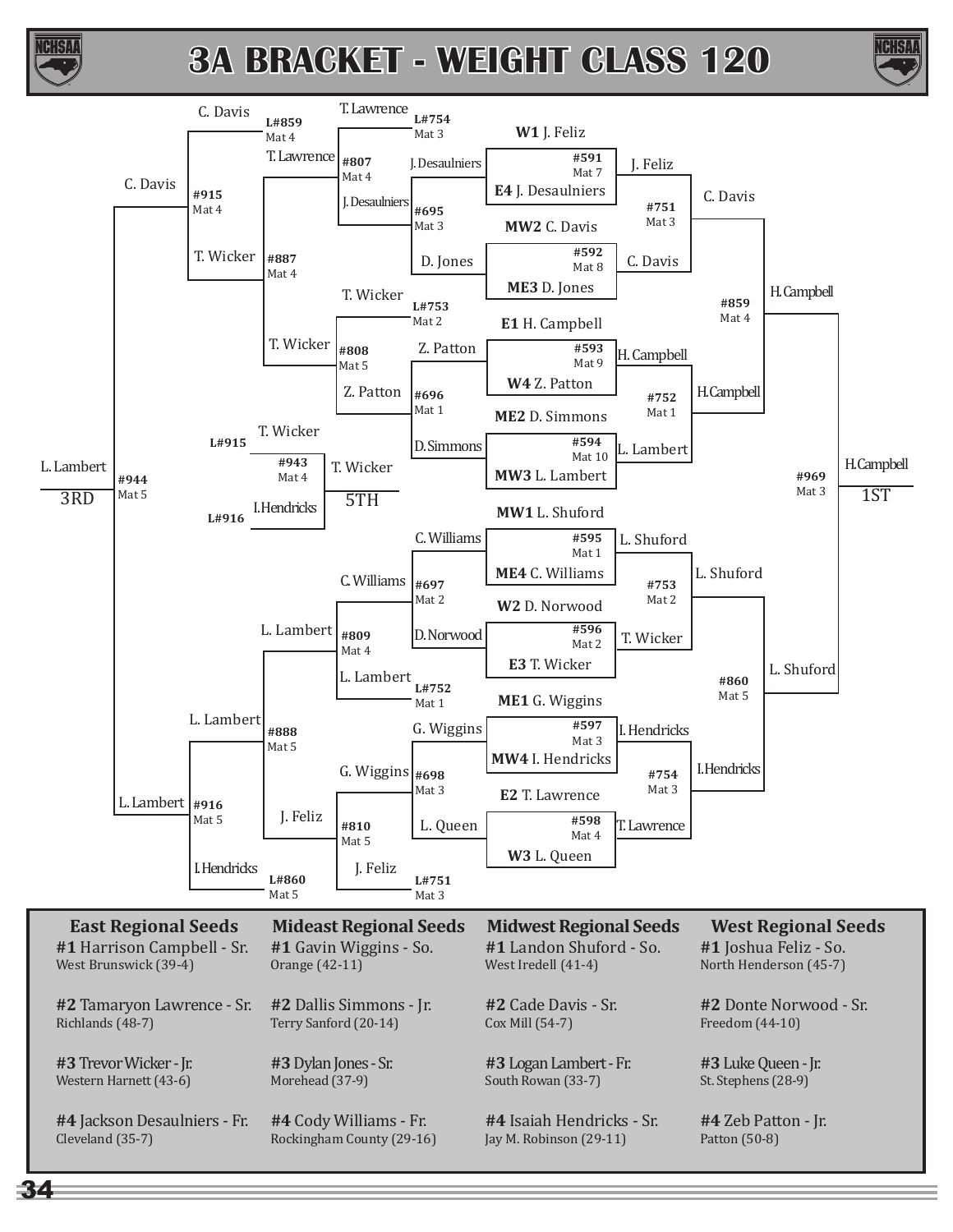# 3A BRACKET - WEIGHT CLASS 120

## Championship Bracket

**#591** Mat 7
W1 J. Feliz
E4 J. Desaulniers
Winner: J. Feliz

**#592** Mat 8
MW2 C. Davis
ME3 D. Jones
Winner: C. Davis

**#593** Mat 9
E1 H. Campbell
W4 Z. Patton
Winner: H. Campbell

**#594** Mat 10
ME2 D. Simmons
MW3 L. Lambert
Winner: L. Lambert

**#595** Mat 1
MW1 L. Shuford
ME4 C. Williams
Winner: L. Shuford

**#596** Mat 2
W2 D. Norwood
E3 T. Wicker
Winner: T. Wicker

**#597** Mat 3
ME1 G. Wiggins
MW4 I. Hendricks
Winner: I. Hendricks

**#598** Mat 4
E2 T. Lawrence
W3 L. Queen
Winner: T. Lawrence

**#751** Mat 3 — J. Feliz vs. C. Davis — Winner: C. Davis

**#752** Mat 1 — H. Campbell vs. L. Lambert — Winner: H. Campbell

**#753** Mat 2 — L. Shuford vs. T. Wicker — Winner: L. Shuford

**#754** Mat 3 — I. Hendricks vs. T. Lawrence — Winner: I. Hendricks

**#859** Mat 4 — C. Davis vs. H. Campbell — Winner: H. Campbell

**#860** Mat 5 — L. Shuford vs. I. Hendricks — Winner: L. Shuford

**#969** Mat 3 — H. Campbell vs. L. Shuford — Winner: H. Campbell — **1ST**

## Consolation Bracket

**#695** Mat 3 — J. Desaulniers vs. D. Jones — Winner: J. Desaulniers

**#696** Mat 1 — Z. Patton vs. D. Simmons — Winner: Z. Patton

**#697** Mat 2 — C. Williams vs. D. Norwood — Winner: C. Williams

**#698** Mat 3 — G. Wiggins vs. L. Queen — Winner: G. Wiggins

**#807** Mat 4 — T. Lawrence (L#754 Mat 3) vs. J. Desaulniers — Winner: T. Lawrence

**#808** Mat 5 — T. Wicker (L#753 Mat 2) vs. Z. Patton — Winner: T. Wicker

**#809** Mat 4 — C. Williams vs. L. Lambert (L#752 Mat 1) — Winner: L. Lambert

**#810** Mat 5 — G. Wiggins vs. J. Feliz (L#751 Mat 3) — Winner: J. Feliz

**#887** Mat 4 — T. Lawrence vs. T. Wicker — Winner: T. Wicker

**#888** Mat 5 — L. Lambert vs. J. Feliz — Winner: L. Lambert

**#915** Mat 4 — C. Davis (L#859 Mat 4) vs. T. Wicker — Winner: C. Davis

**#916** Mat 5 — L. Lambert vs. I. Hendricks (L#860 Mat 5) — Winner: L. Lambert

**#944** Mat 5 — C. Davis vs. L. Lambert — Winner: L. Lambert — **3RD**

**#943** Mat 4 — T. Wicker (L#915) vs. I. Hendricks (L#916) — Winner: T. Wicker — **5TH**

## Seeds

| East Regional Seeds | Mideast Regional Seeds | Midwest Regional Seeds | West Regional Seeds |
|---|---|---|---|
| **#1** Harrison Campbell - Sr. West Brunswick (39-4) | **#1** Gavin Wiggins - So. Orange (42-11) | **#1** Landon Shuford - So. West Iredell (41-4) | **#1** Joshua Feliz - So. North Henderson (45-7) |
| **#2** Tamaryon Lawrence - Sr. Richlands (48-7) | **#2** Dallis Simmons - Jr. Terry Sanford (20-14) | **#2** Cade Davis - Sr. Cox Mill (54-7) | **#2** Donte Norwood - Sr. Freedom (44-10) |
| **#3** Trevor Wicker - Jr. Western Harnett (43-6) | **#3** Dylan Jones - Sr. Morehead (37-9) | **#3** Logan Lambert - Fr. South Rowan (33-7) | **#3** Luke Queen - Jr. St. Stephens (28-9) |
| **#4** Jackson Desaulniers - Fr. Cleveland (35-7) | **#4** Cody Williams - Fr. Rockingham County (29-16) | **#4** Isaiah Hendricks - Sr. Jay M. Robinson (29-11) | **#4** Zeb Patton - Jr. Patton (50-8) |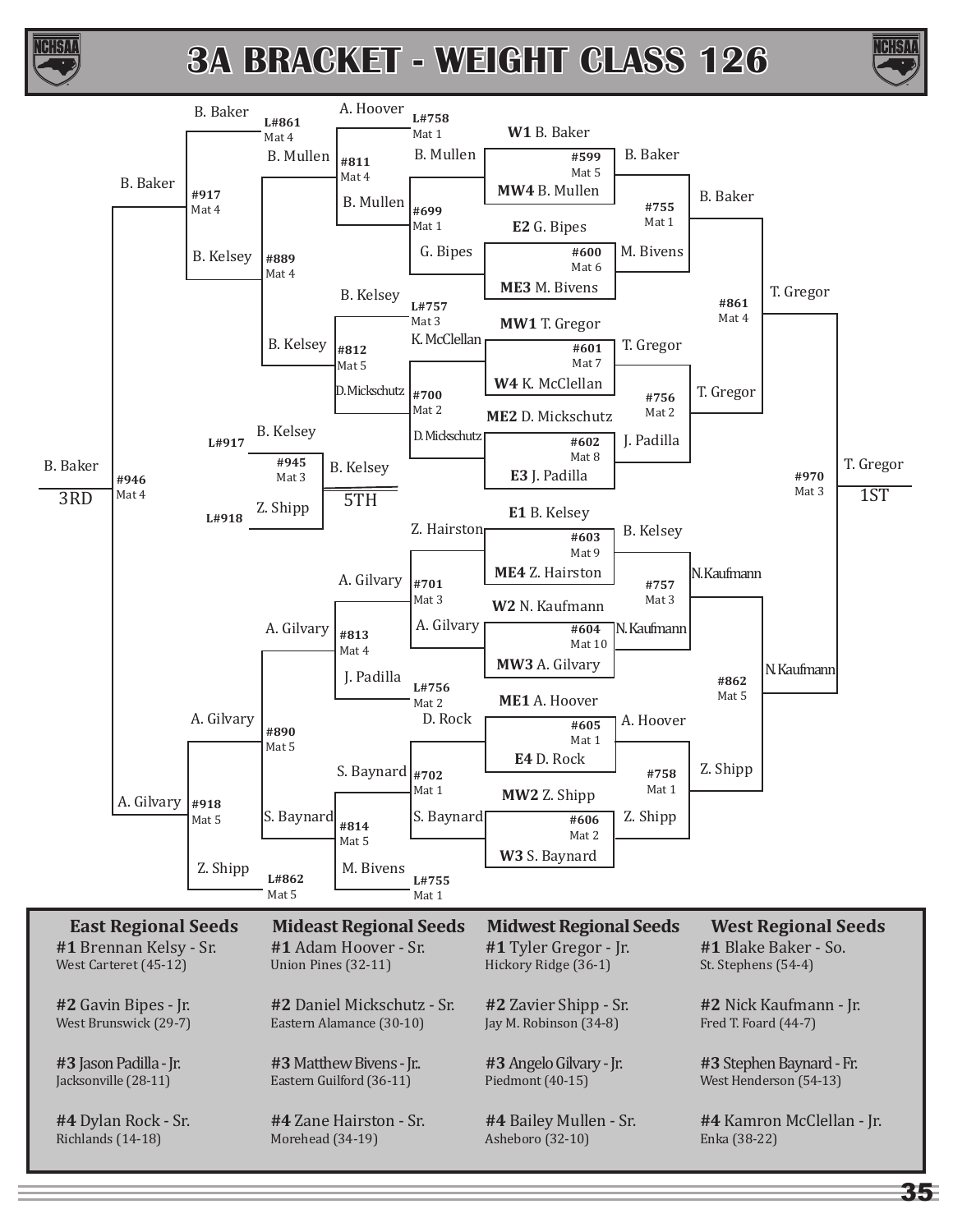# 3A BRACKET - WEIGHT CLASS 126

W1 B. Baker

MW4 B. Mullen

#599 Mat 5

E2 G. Bipes

ME3 M. Bivens

#600 Mat 6

MW1 T. Gregor

W4 K. McClellan

#601 Mat 7

ME2 D. Mickschutz

E3 J. Padilla

#602 Mat 8

E1 B. Kelsey

ME4 Z. Hairston

#603 Mat 9

W2 N. Kaufmann

MW3 A. Gilvary

#604 Mat 10

ME1 A. Hoover

E4 D. Rock

#605 Mat 1

MW2 Z. Shipp

W3 S. Baynard

#606 Mat 2

B. Baker

M. Bivens

#755 Mat 1

B. Baker

T. Gregor

J. Padilla

#756 Mat 2

T. Gregor

B. Kelsey

N.Kaufmann

#757 Mat 3

N.Kaufmann

A. Hoover

Z. Shipp

#758 Mat 1

Z. Shipp

#861 Mat 4

T. Gregor

#862 Mat 5

N.Kaufmann

#970 Mat 3

T. Gregor

1ST

A. Hoover

L#758 Mat 1

B. Mullen

B. Mullen

#811 Mat 4

B. Mullen

G. Bipes

#699 Mat 1

B. Kelsey

L#757 Mat 3

K. McClellan

B. Kelsey

#812 Mat 5

D.Mickschutz

D.Mickschutz

#700 Mat 2

Z. Hairston

A. Gilvary

#701 Mat 3

A. Gilvary

A. Gilvary

#813 Mat 4

J. Padilla

L#756 Mat 2

D. Rock

S. Baynard

#702 Mat 1

S. Baynard

S. Baynard

#814 Mat 5

M. Bivens

L#755 Mat 1

B. Baker

L#861 Mat 4

B. Baker

#917 Mat 4

B. Kelsey

#889 Mat 4

A. Gilvary

#890 Mat 5

A. Gilvary

#918 Mat 5

Z. Shipp

L#862 Mat 5

L#917

B. Kelsey

#945 Mat 3

B. Kelsey

5TH

L#918

Z. Shipp

B. Baker

#946 Mat 4

A. Gilvary

3RD

| East Regional Seeds | Mideast Regional Seeds | Midwest Regional Seeds | West Regional Seeds |
|---|---|---|---|
| **#1** Brennan Kelsy - Sr. West Carteret (45-12) | **#1** Adam Hoover - Sr. Union Pines (32-11) | **#1** Tyler Gregor - Jr. Hickory Ridge (36-1) | **#1** Blake Baker - So. St. Stephens (54-4) |
| **#2** Gavin Bipes - Jr. West Brunswick (29-7) | **#2** Daniel Mickschutz - Sr. Eastern Alamance (30-10) | **#2** Zavier Shipp - Sr. Jay M. Robinson (34-8) | **#2** Nick Kaufmann - Jr. Fred T. Foard (44-7) |
| **#3** Jason Padilla - Jr. Jacksonville (28-11) | **#3** Matthew Bivens - Jr. Eastern Guilford (36-11) | **#3** Angelo Gilvary - Jr. Piedmont (40-15) | **#3** Stephen Baynard - Fr. West Henderson (54-13) |
| **#4** Dylan Rock - Sr. Richlands (14-18) | **#4** Zane Hairston - Sr. Morehead (34-19) | **#4** Bailey Mullen - Sr. Asheboro (32-10) | **#4** Kamron McClellan - Jr. Enka (38-22) |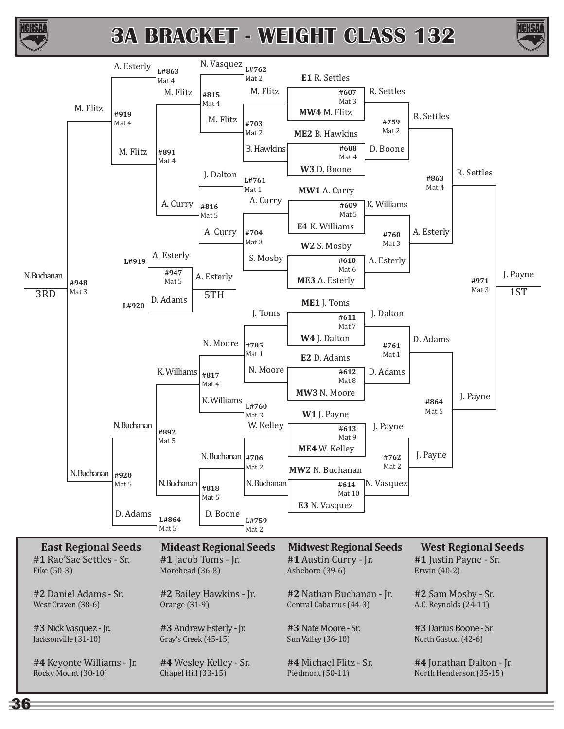# 3A BRACKET - WEIGHT CLASS 132

E1 R. Settles
#607 Mat 3
MW4 M. Flitz

ME2 B. Hawkins
#608 Mat 4
W3 D. Boone

MW1 A. Curry
#609 Mat 5
E4 K. Williams

W2 S. Mosby
#610 Mat 6
ME3 A. Esterly

ME1 J. Toms
#611 Mat 7
W4 J. Dalton

E2 D. Adams
#612 Mat 8
MW3 N. Moore

W1 J. Payne
#613 Mat 9
ME4 W. Kelley

MW2 N. Buchanan
#614 Mat 10
E3 N. Vasquez

R. Settles
#759 Mat 2
D. Boone

K. Williams
#760 Mat 3
A. Esterly

J. Dalton
#761 Mat 1
D. Adams

J. Payne
#762 Mat 2
N. Vasquez

R. Settles
#863 Mat 4
A. Esterly

D. Adams
#864 Mat 5
J. Payne

R. Settles
#971 Mat 3
J. Payne

J. Payne
1ST

M. Flitz
#703 Mat 2
B. Hawkins

A. Curry
#704 Mat 3
S. Mosby

J. Toms
#705 Mat 1
N. Moore

W. Kelley
#706 Mat 2
N. Buchanan

N. Vasquez
L#762 Mat 2
M. Flitz
#815 Mat 4
M. Flitz

J. Dalton
L#761 Mat 1
A. Curry
#816 Mat 5
A. Curry

N. Moore
#817 Mat 4
K. Williams
L#760 Mat 3

N. Buchanan
#818 Mat 5
D. Boone
L#759 Mat 2

M. Flitz
#891 Mat 4
A. Curry

K. Williams
#892 Mat 5
N. Buchanan

A. Esterly
L#863 Mat 4
M. Flitz
#919 Mat 4
M. Flitz

N. Buchanan
#920 Mat 5
D. Adams
L#864 Mat 5

A. Esterly
L#919
#947 Mat 5
D. Adams
L#920

A. Esterly
5TH

M. Flitz
#948 Mat 3
N. Buchanan

N. Buchanan
3RD

| East Regional Seeds | Mideast Regional Seeds | Midwest Regional Seeds | West Regional Seeds |
|---|---|---|---|
| **#1** Rae'Sae Settles - Sr.<br>Fike (50-3) | **#1** Jacob Toms - Jr.<br>Morehead (36-8) | **#1** Austin Curry - Jr.<br>Asheboro (39-6) | **#1** Justin Payne - Sr.<br>Erwin (40-2) |
| **#2** Daniel Adams - Sr.<br>West Craven (38-6) | **#2** Bailey Hawkins - Jr.<br>Orange (31-9) | **#2** Nathan Buchanan - Jr.<br>Central Cabarrus (44-3) | **#2** Sam Mosby - Sr.<br>A.C. Reynolds (24-11) |
| **#3** Nick Vasquez - Jr.<br>Jacksonville (31-10) | **#3** Andrew Esterly - Jr.<br>Gray's Creek (45-15) | **#3** Nate Moore - Sr.<br>Sun Valley (36-10) | **#3** Darius Boone - Sr.<br>North Gaston (42-6) |
| **#4** Keyonte Williams - Jr.<br>Rocky Mount (30-10) | **#4** Wesley Kelley - Sr.<br>Chapel Hill (33-15) | **#4** Michael Flitz - Sr.<br>Piedmont (50-11) | **#4** Jonathan Dalton - Jr.<br>North Henderson (35-15) |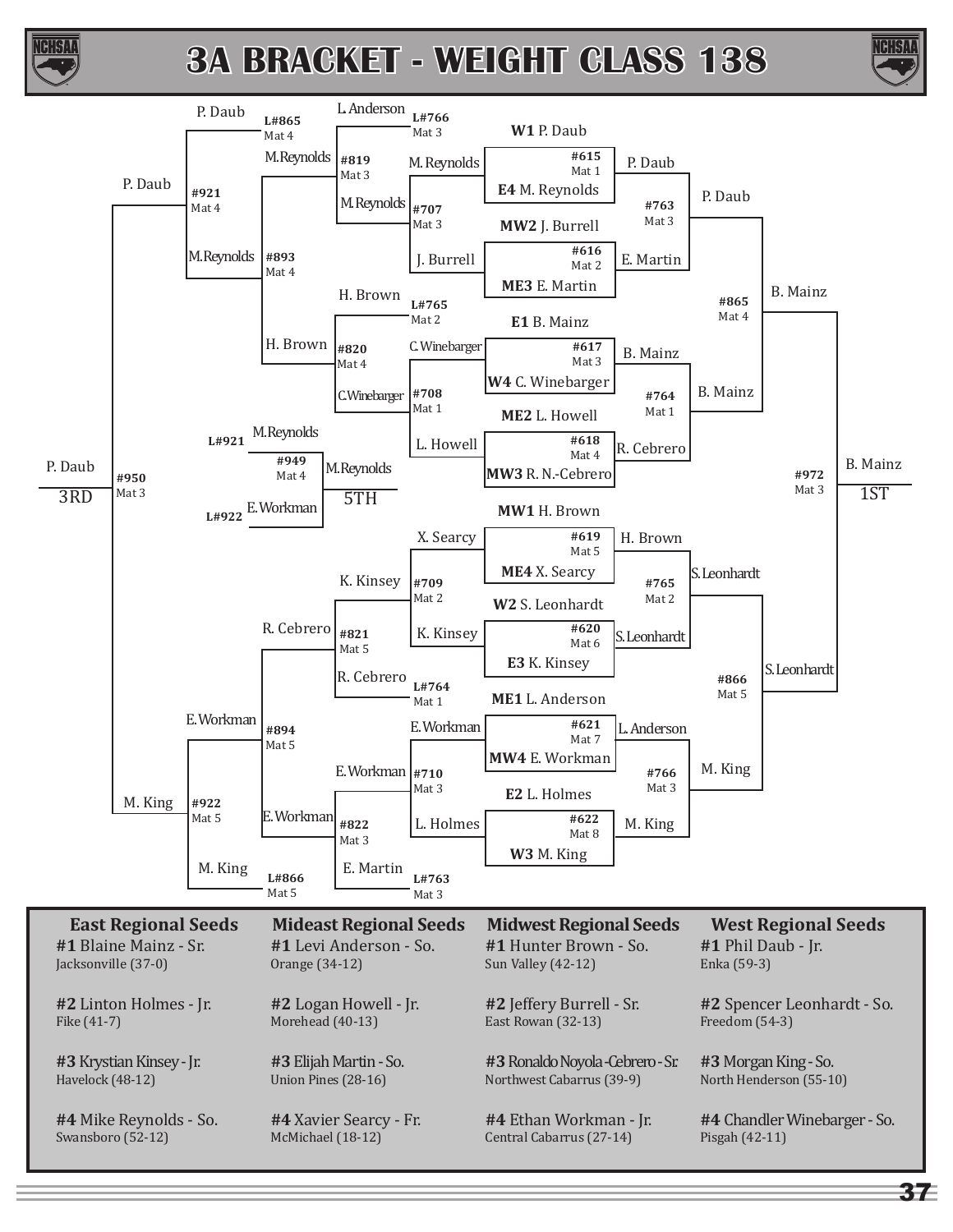# 3A BRACKET - WEIGHT CLASS 138

**Championship Bracket**

- #615 Mat 1: **W1** P. Daub vs **E4** M. Reynolds — P. Daub
- #616 Mat 2: **MW2** J. Burrell vs **ME3** E. Martin — E. Martin
- #617 Mat 3: **E1** B. Mainz vs **W4** C. Winebarger — B. Mainz
- #618 Mat 4: **ME2** L. Howell vs **MW3** R. N.-Cebrero — R. Cebrero
- #619 Mat 5: **MW1** H. Brown vs **ME4** X. Searcy — H. Brown
- #620 Mat 6: **W2** S. Leonhardt vs **E3** K. Kinsey — S.Leonhardt
- #621 Mat 7: **ME1** L. Anderson vs **MW4** E. Workman — L. Anderson
- #622 Mat 8: **E2** L. Holmes vs **W3** M. King — M. King
- #763 Mat 3: P. Daub vs E. Martin — P. Daub
- #764 Mat 1: B. Mainz vs R. Cebrero — B. Mainz
- #765 Mat 2: H. Brown vs S.Leonhardt — S.Leonhardt
- #766 Mat 3: L. Anderson vs M. King — M. King
- #865 Mat 4: P. Daub vs B. Mainz — B. Mainz
- #866 Mat 5: S.Leonhardt vs M. King — S.Leonhardt
- #972 Mat 3: B. Mainz vs S.Leonhardt — B. Mainz **1ST**

**Consolation Bracket**

- #707 Mat 3: M. Reynolds vs J. Burrell — M.Reynolds
- #708 Mat 1: C. Winebarger vs L. Howell — C.Winebarger
- #709 Mat 2: X. Searcy vs K. Kinsey — K. Kinsey
- #710 Mat 3: E.Workman vs L. Holmes — E.Workman
- #819 Mat 3: L. Anderson (L#766 Mat 3) vs M.Reynolds — M.Reynolds
- #820 Mat 4: H. Brown (L#765 Mat 2) vs C.Winebarger — H. Brown
- #821 Mat 5: K. Kinsey vs R. Cebrero (L#764 Mat 1) — R. Cebrero
- #822 Mat 3: E.Workman vs E. Martin (L#763 Mat 3) — E.Workman
- #893 Mat 4: M.Reynolds vs H. Brown — M.Reynolds
- #894 Mat 5: R. Cebrero vs E.Workman — E.Workman
- #921 Mat 4: P. Daub (L#865 Mat 4) vs M.Reynolds — P. Daub
- #922 Mat 5: E.Workman vs M. King (L#866 Mat 5) — M. King
- #949 Mat 4: M.Reynolds (L#921) vs E.Workman (L#922) — M.Reynolds **5TH**
- #950 Mat 3: P. Daub vs M. King — P. Daub **3RD**

| East Regional Seeds | Mideast Regional Seeds | Midwest Regional Seeds | West Regional Seeds |
|---|---|---|---|
| **#1** Blaine Mainz - Sr. Jacksonville (37-0) | **#1** Levi Anderson - So. Orange (34-12) | **#1** Hunter Brown - So. Sun Valley (42-12) | **#1** Phil Daub - Jr. Enka (59-3) |
| **#2** Linton Holmes - Jr. Fike (41-7) | **#2** Logan Howell - Jr. Morehead (40-13) | **#2** Jeffery Burrell - Sr. East Rowan (32-13) | **#2** Spencer Leonhardt - So. Freedom (54-3) |
| **#3** Krystian Kinsey - Jr. Havelock (48-12) | **#3** Elijah Martin - So. Union Pines (28-16) | **#3** Ronaldo Noyola-Cebrero - Sr. Northwest Cabarrus (39-9) | **#3** Morgan King - So. North Henderson (55-10) |
| **#4** Mike Reynolds - So. Swansboro (52-12) | **#4** Xavier Searcy - Fr. McMichael (18-12) | **#4** Ethan Workman - Jr. Central Cabarrus (27-14) | **#4** Chandler Winebarger - So. Pisgah (42-11) |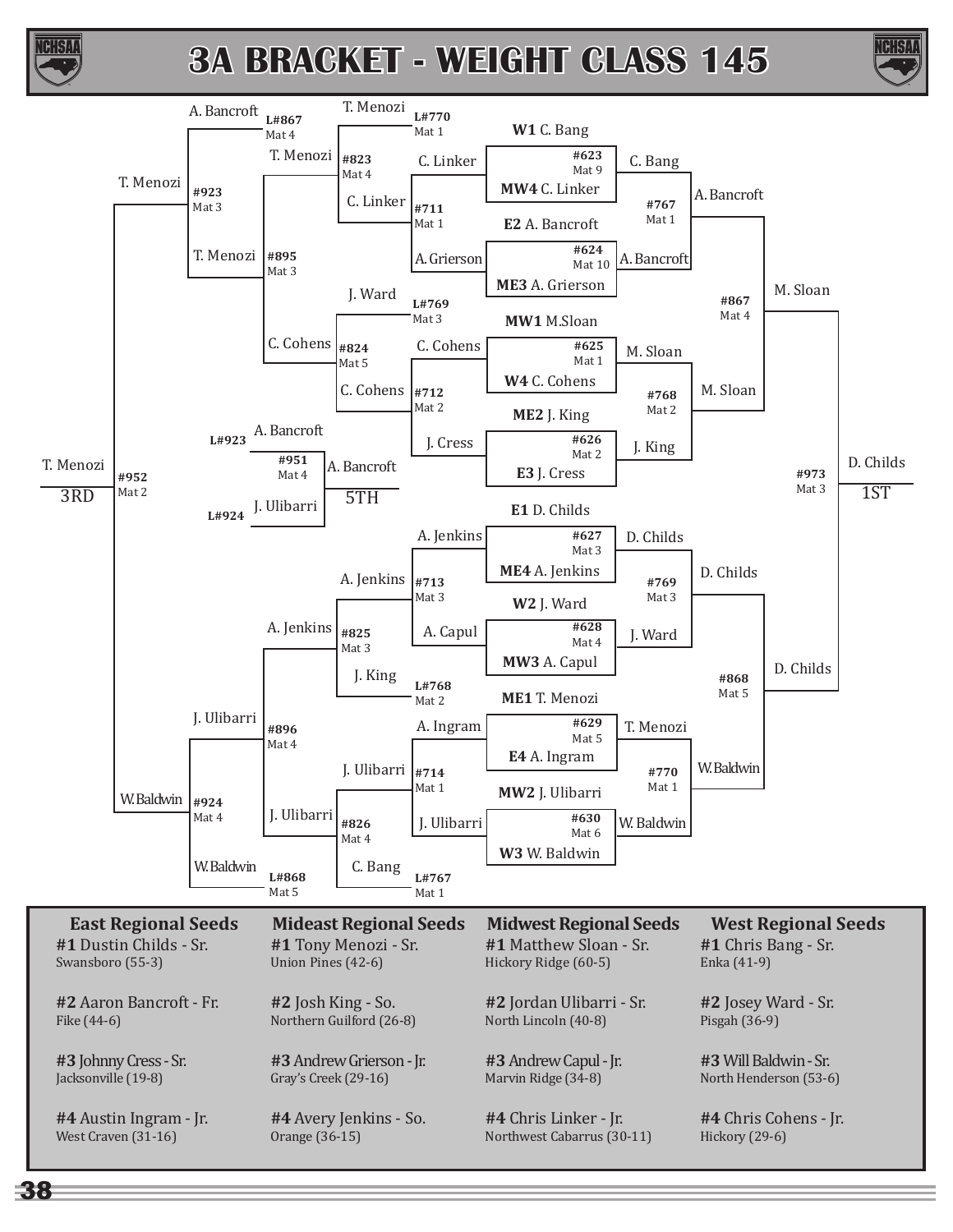# 3A BRACKET - WEIGHT CLASS 145

**W1** C. Bang
#623 Mat 9
**MW4** C. Linker

**E2** A. Bancroft
#624 Mat 10
**ME3** A. Grierson

**MW1** M.Sloan
#625 Mat 1
**W4** C. Cohens

**ME2** J. King
#626 Mat 2
**E3** J. Cress

**E1** D. Childs
#627 Mat 3
**ME4** A. Jenkins

**W2** J. Ward
#628 Mat 4
**MW3** A. Capul

**ME1** T. Menozi
#629 Mat 5
**E4** A. Ingram

**MW2** J. Ulibarri
#630 Mat 6
**W3** W. Baldwin

C. Bang
#767 Mat 1
A. Bancroft
A. Bancroft

M. Sloan
#768 Mat 2
J. King
M. Sloan

D. Childs
#769 Mat 3
J. Ward
D. Childs

T. Menozi
#770 Mat 1
W.Baldwin
W.Baldwin

#867 Mat 4
M. Sloan

#868 Mat 5
D. Childs

#973 Mat 3
D. Childs
1ST

C. Linker
#711 Mat 1
A. Grierson
C. Linker

C. Cohens
#712 Mat 2
J. Cress
C. Cohens

A. Jenkins
#713 Mat 3
A. Capul
A. Jenkins

A. Ingram
#714 Mat 1
J. Ulibarri
J. Ulibarri

T. Menozi
L#770 Mat 1
#823 Mat 4
T. Menozi

J. Ward
L#769 Mat 3
#824 Mat 5
C. Cohens

J. King
L#768 Mat 2
#825 Mat 3
A. Jenkins

C. Bang
L#767 Mat 1
#826 Mat 4
J. Ulibarri

#895 Mat 3
T. Menozi

#896 Mat 4
J. Ulibarri

A. Bancroft
L#867 Mat 4
#923 Mat 3
T. Menozi

W.Baldwin
L#868 Mat 5
#924 Mat 4
W.Baldwin

#952 Mat 2
T. Menozi
3RD

A. Bancroft
L#923
#951 Mat 4
J. Ulibarri
L#924
A. Bancroft
5TH

| East Regional Seeds | Mideast Regional Seeds | Midwest Regional Seeds | West Regional Seeds |
|---|---|---|---|
| **#1** Dustin Childs - Sr. Swansboro (55-3) | **#1** Tony Menozi - Sr. Union Pines (42-6) | **#1** Matthew Sloan - Sr. Hickory Ridge (60-5) | **#1** Chris Bang - Sr. Enka (41-9) |
| **#2** Aaron Bancroft - Fr. Fike (44-6) | **#2** Josh King - So. Northern Guilford (26-8) | **#2** Jordan Ulibarri - Sr. North Lincoln (40-8) | **#2** Josey Ward - Sr. Pisgah (36-9) |
| **#3** Johnny Cress - Sr. Jacksonville (19-8) | **#3** Andrew Grierson - Jr. Gray's Creek (29-16) | **#3** Andrew Capul - Jr. Marvin Ridge (34-8) | **#3** Will Baldwin - Sr. North Henderson (53-6) |
| **#4** Austin Ingram - Jr. West Craven (31-16) | **#4** Avery Jenkins - So. Orange (36-15) | **#4** Chris Linker - Jr. Northwest Cabarrus (30-11) | **#4** Chris Cohens - Jr. Hickory (29-6) |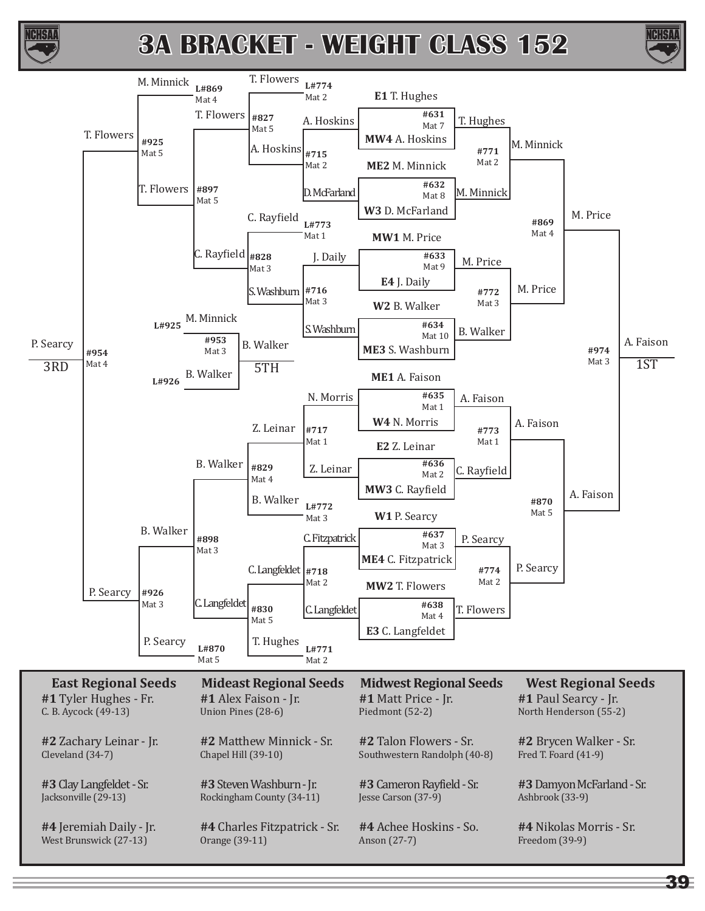# 3A BRACKET - WEIGHT CLASS 152

## Championship Bracket

**#631** Mat 7: E1 T. Hughes vs. MW4 A. Hoskins — T. Hughes

**#632** Mat 8: ME2 M. Minnick vs. W3 D. McFarland — M. Minnick

**#633** Mat 9: MW1 M. Price vs. E4 J. Daily — M. Price

**#634** Mat 10: W2 B. Walker vs. ME3 S. Washburn — B. Walker

**#635** Mat 1: ME1 A. Faison vs. W4 N. Morris — A. Faison

**#636** Mat 2: E2 Z. Leinar vs. MW3 C. Rayfield — C. Rayfield

**#637** Mat 3: W1 P. Searcy vs. ME4 C. Fitzpatrick — P. Searcy

**#638** Mat 4: MW2 T. Flowers vs. E3 C. Langfeldet — T. Flowers

**#771** Mat 2: T. Hughes vs. M. Minnick — M. Minnick

**#772** Mat 3: M. Price vs. B. Walker — M. Price

**#773** Mat 1: A. Faison vs. C. Rayfield — A. Faison

**#774** Mat 2: P. Searcy vs. T. Flowers — P. Searcy

**#869** Mat 4: M. Minnick vs. M. Price — M. Price

**#870** Mat 5: A. Faison vs. P. Searcy — A. Faison

**#974** Mat 3: M. Price vs. A. Faison — A. Faison **1ST**

## Consolation Bracket

**#715** Mat 2: A. Hoskins vs. D. McFarland — A. Hoskins

**#716** Mat 3: J. Daily vs. S. Washburn — S. Washburn

**#717** Mat 1: N. Morris vs. Z. Leinar — Z. Leinar

**#718** Mat 2: C. Fitzpatrick vs. C. Langfeldet — C. Langfeldet

**#827** Mat 5: T. Flowers (L#774 Mat 2) vs. A. Hoskins — T. Flowers

**#828** Mat 3: C. Rayfield (L#773 Mat 1) vs. S. Washburn — C. Rayfield

**#829** Mat 4: Z. Leinar vs. B. Walker (L#772 Mat 3) — B. Walker

**#830** Mat 5: C. Langfeldet vs. T. Hughes (L#771 Mat 2) — C. Langfeldet

**#897** Mat 5: T. Flowers vs. C. Rayfield — T. Flowers

**#898** Mat 3: B. Walker vs. C. Langfeldet — B. Walker

**#925** Mat 5: M. Minnick (L#869 Mat 4) vs. T. Flowers — T. Flowers

**#926** Mat 3: B. Walker vs. P. Searcy (L#870 Mat 5) — P. Searcy

**#954** Mat 4: T. Flowers vs. P. Searcy — P. Searcy **3RD**

**#953** Mat 3: M. Minnick (L#925) vs. B. Walker (L#926) — B. Walker **5TH**

## East Regional Seeds

**#1** Tyler Hughes - Fr.
C. B. Aycock (49-13)

**#2** Zachary Leinar - Jr.
Cleveland (34-7)

**#3** Clay Langfeldet - Sr.
Jacksonville (29-13)

**#4** Jeremiah Daily - Jr.
West Brunswick (27-13)

## Mideast Regional Seeds

**#1** Alex Faison - Jr.
Union Pines (28-6)

**#2** Matthew Minnick - Sr.
Chapel Hill (39-10)

**#3** Steven Washburn - Jr.
Rockingham County (34-11)

**#4** Charles Fitzpatrick - Sr.
Orange (39-11)

## Midwest Regional Seeds

**#1** Matt Price - Jr.
Piedmont (52-2)

**#2** Talon Flowers - Sr.
Southwestern Randolph (40-8)

**#3** Cameron Rayfield - Sr.
Jesse Carson (37-9)

**#4** Achee Hoskins - So.
Anson (27-7)

## West Regional Seeds

**#1** Paul Searcy - Jr.
North Henderson (55-2)

**#2** Brycen Walker - Sr.
Fred T. Foard (41-9)

**#3** Damyon McFarland - Sr.
Ashbrook (33-9)

**#4** Nikolas Morris - Sr.
Freedom (39-9)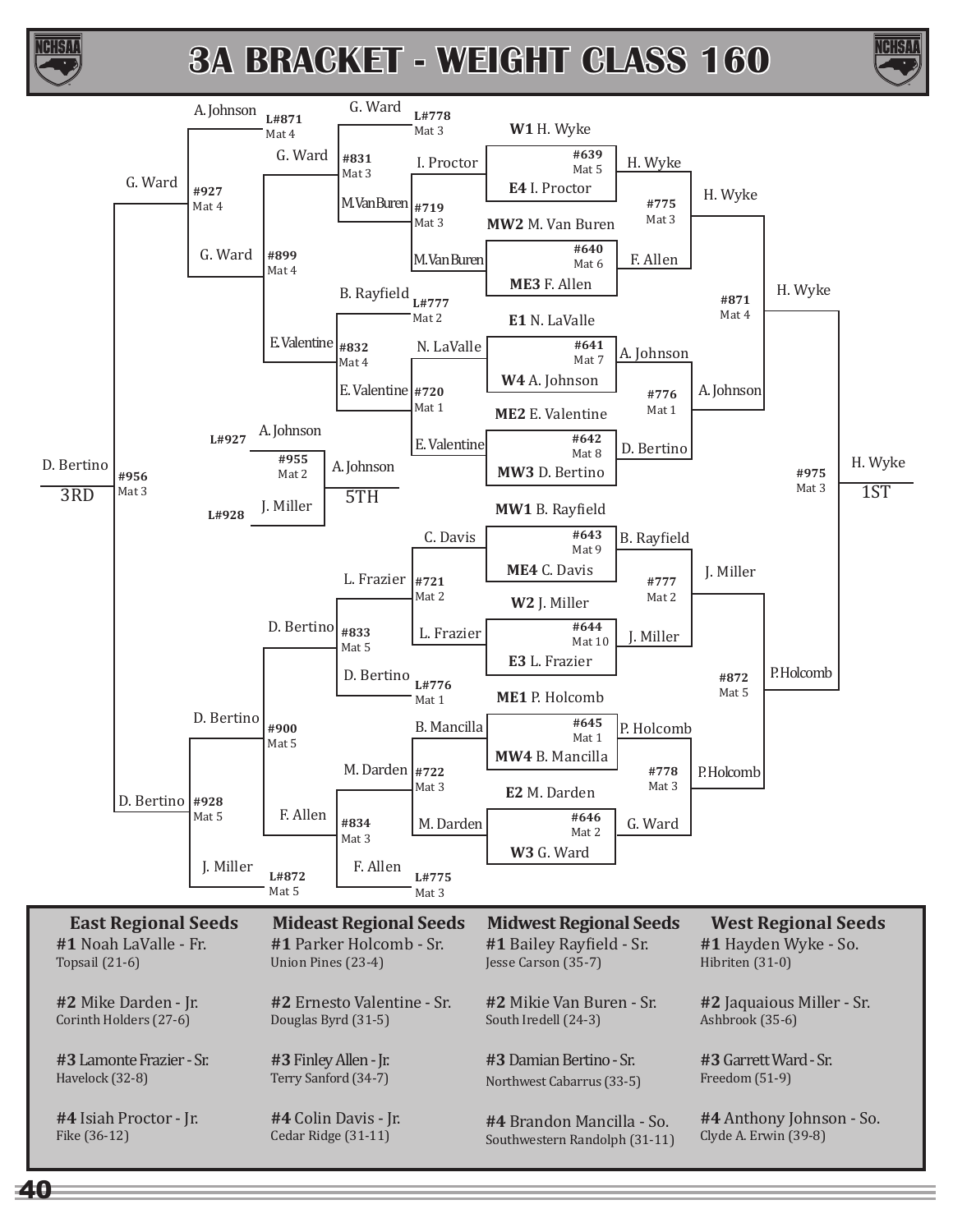# 3A BRACKET - WEIGHT CLASS 160

**W1** H. Wyke
#639 Mat 5
**E4** I. Proctor

**MW2** M. Van Buren
#640 Mat 6
**ME3** F. Allen

**E1** N. LaValle
#641 Mat 7
**W4** A. Johnson

**ME2** E. Valentine
#642 Mat 8
**MW3** D. Bertino

**MW1** B. Rayfield
#643 Mat 9
**ME4** C. Davis

**W2** J. Miller
#644 Mat 10
**E3** L. Frazier

**ME1** P. Holcomb
#645 Mat 1
**MW4** B. Mancilla

**E2** M. Darden
#646 Mat 2
**W3** G. Ward

#775 Mat 3: H. Wyke, F. Allen — H. Wyke
#776 Mat 1: A. Johnson, D. Bertino — A. Johnson
#777 Mat 2: B. Rayfield, J. Miller — J. Miller
#778 Mat 3: P. Holcomb, G. Ward — P. Holcomb

#871 Mat 4: H. Wyke, A. Johnson — H. Wyke
#872 Mat 5: J. Miller, P. Holcomb — P. Holcomb

#975 Mat 3: H. Wyke, P. Holcomb — H. Wyke 1ST

#719 Mat 3: I. Proctor, M. Van Buren — M. Van Buren
#720 Mat 1: N. LaValle, E. Valentine — E. Valentine
#721 Mat 2: C. Davis, L. Frazier — L. Frazier
#722 Mat 3: B. Mancilla, M. Darden — M. Darden

#831 Mat 3: G. Ward (L#778 Mat 3), M. Van Buren — G. Ward
#832 Mat 4: B. Rayfield (L#777 Mat 2), E. Valentine — E. Valentine
#833 Mat 5: L. Frazier, D. Bertino (L#776 Mat 1) — D. Bertino
#834 Mat 3: M. Darden, F. Allen (L#775 Mat 3) — F. Allen

#899 Mat 4: G. Ward, E. Valentine — G. Ward
#900 Mat 5: D. Bertino, F. Allen — D. Bertino

#927 Mat 4: A. Johnson (L#871 Mat 4), G. Ward — G. Ward
#928 Mat 5: D. Bertino, J. Miller (L#872 Mat 5) — D. Bertino

#955 Mat 2: A. Johnson (L#927), J. Miller (L#928) — A. Johnson 5TH

#956 Mat 3: G. Ward, D. Bertino — D. Bertino 3RD

| East Regional Seeds | Mideast Regional Seeds | Midwest Regional Seeds | West Regional Seeds |
|---|---|---|---|
| **#1** Noah LaValle - Fr. Topsail (21-6) | **#1** Parker Holcomb - Sr. Union Pines (23-4) | **#1** Bailey Rayfield - Sr. Jesse Carson (35-7) | **#1** Hayden Wyke - So. Hibriten (31-0) |
| **#2** Mike Darden - Jr. Corinth Holders (27-6) | **#2** Ernesto Valentine - Sr. Douglas Byrd (31-5) | **#2** Mikie Van Buren - Sr. South Iredell (24-3) | **#2** Jaquaious Miller - Sr. Ashbrook (35-6) |
| **#3** Lamonte Frazier - Sr. Havelock (32-8) | **#3** Finley Allen - Jr. Terry Sanford (34-7) | **#3** Damian Bertino - Sr. Northwest Cabarrus (33-5) | **#3** Garrett Ward - Sr. Freedom (51-9) |
| **#4** Isiah Proctor - Jr. Fike (36-12) | **#4** Colin Davis - Jr. Cedar Ridge (31-11) | **#4** Brandon Mancilla - So. Southwestern Randolph (31-11) | **#4** Anthony Johnson - So. Clyde A. Erwin (39-8) |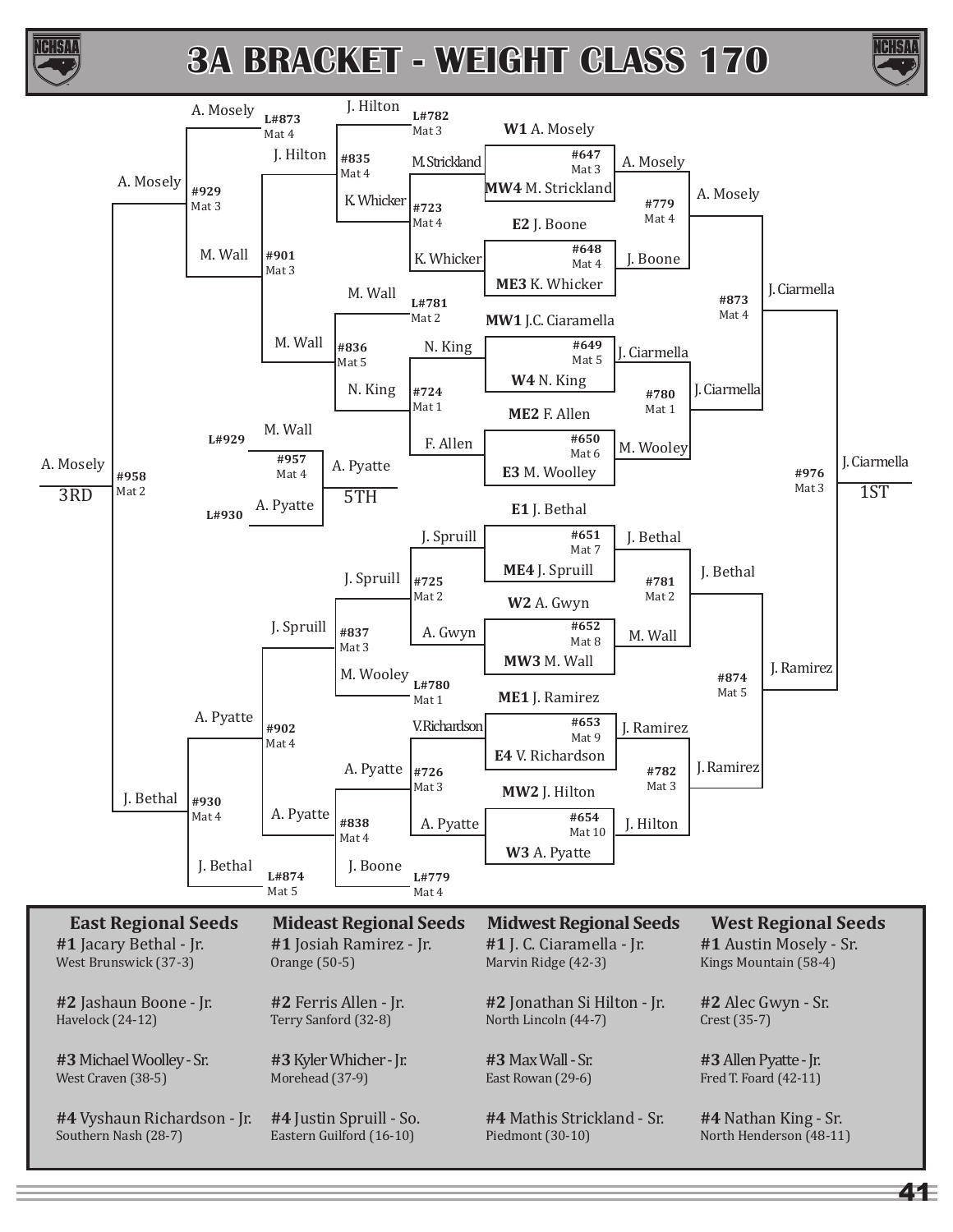# 3A BRACKET - WEIGHT CLASS 170

**Championship Bracket – First Round**

- #647 Mat 3: **W1** A. Mosely vs. **MW4** M. Strickland
- #648 Mat 4: **E2** J. Boone vs. **ME3** K. Whicker
- #649 Mat 5: **MW1** J.C. Ciaramella vs. **W4** N. King
- #650 Mat 6: **ME2** F. Allen vs. **E3** M. Woolley
- #651 Mat 7: **E1** J. Bethal vs. **ME4** J. Spruill
- #652 Mat 8: **W2** A. Gwyn vs. **MW3** M. Wall
- #653 Mat 9: **ME1** J. Ramirez vs. **E4** V. Richardson
- #654 Mat 10: **MW2** J. Hilton vs. **W3** A. Pyatte

**Quarterfinals**

- #779 Mat 4: A. Mosely vs. J. Boone — A. Mosely
- #780 Mat 1: J. Ciarmella vs. M. Wooley — J. Ciarmella
- #781 Mat 2: J. Bethal vs. M. Wall — J. Bethal
- #782 Mat 3: J. Ramirez vs. J. Hilton — J. Ramirez

**Semifinals**

- #873 Mat 4: A. Mosely vs. J. Ciarmella — J. Ciarmella
- #874 Mat 5: J. Bethal vs. J. Ramirez — J. Ramirez

**Final**

- #976 Mat 3: J. Ciarmella vs. J. Ramirez — J. Ciarmella — 1ST

**Consolation Bracket**

- #723 Mat 4: M.Strickland vs. K. Whicker — K. Whicker
- #724 Mat 1: N. King vs. F. Allen — N. King
- #725 Mat 2: J. Spruill vs. A. Gwyn — J. Spruill
- #726 Mat 3: V.Richardson vs. A. Pyatte — A. Pyatte
- #835 Mat 4: J. Hilton (L#782 Mat 3) vs. K. Whicker — J. Hilton
- #836 Mat 5: M. Wall (L#781 Mat 2) vs. N. King — M. Wall
- #837 Mat 3: J. Spruill vs. M. Wooley (L#780 Mat 1) — J. Spruill
- #838 Mat 4: A. Pyatte vs. J. Boone (L#779 Mat 4) — A. Pyatte
- #901 Mat 3: J. Hilton vs. M. Wall — M. Wall
- #902 Mat 4: J. Spruill vs. A. Pyatte — A. Pyatte
- #929 Mat 3: A. Mosely (L#873 Mat 4) vs. M. Wall — A. Mosely
- #930 Mat 4: A. Pyatte vs. J. Bethal (L#874 Mat 5) — J. Bethal
- #958 Mat 2: A. Mosely vs. J. Bethal — A. Mosely — 3RD
- #957 Mat 4: M. Wall (L#929) vs. A. Pyatte (L#930) — A. Pyatte — 5TH

| East Regional Seeds | Mideast Regional Seeds | Midwest Regional Seeds | West Regional Seeds |
|---|---|---|---|
| **#1** Jacary Bethal - Jr.<br>West Brunswick (37-3) | **#1** Josiah Ramirez - Jr.<br>Orange (50-5) | **#1** J. C. Ciaramella - Jr.<br>Marvin Ridge (42-3) | **#1** Austin Mosely - Sr.<br>Kings Mountain (58-4) |
| **#2** Jashaun Boone - Jr.<br>Havelock (24-12) | **#2** Ferris Allen - Jr.<br>Terry Sanford (32-8) | **#2** Jonathan Si Hilton - Jr.<br>North Lincoln (44-7) | **#2** Alec Gwyn - Sr.<br>Crest (35-7) |
| **#3** Michael Woolley - Sr.<br>West Craven (38-5) | **#3** Kyler Whicher - Jr.<br>Morehead (37-9) | **#3** Max Wall - Sr.<br>East Rowan (29-6) | **#3** Allen Pyatte - Jr.<br>Fred T. Foard (42-11) |
| **#4** Vyshaun Richardson - Jr.<br>Southern Nash (28-7) | **#4** Justin Spruill - So.<br>Eastern Guilford (16-10) | **#4** Mathis Strickland - Sr.<br>Piedmont (30-10) | **#4** Nathan King - Sr.<br>North Henderson (48-11) |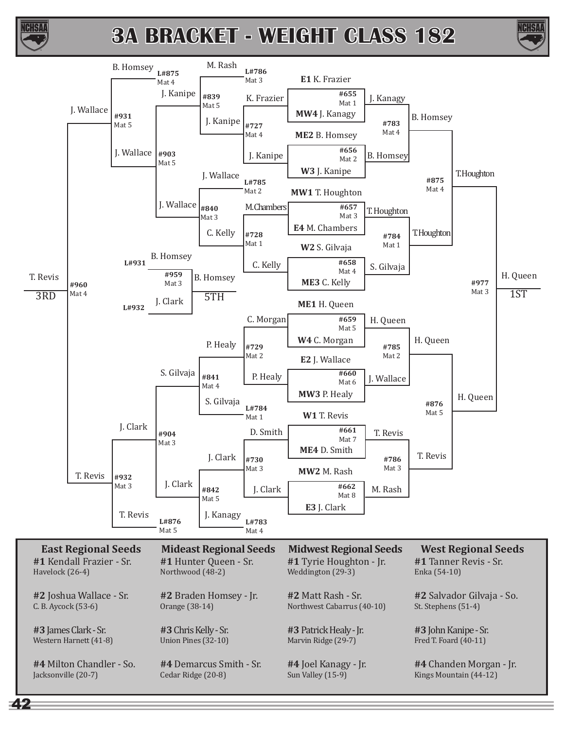# 3A BRACKET - WEIGHT CLASS 182

E1 K. Frazier
#655 Mat 1
MW4 J. Kanagy

ME2 B. Homsey
#656 Mat 2
W3 J. Kanipe

MW1 T. Houghton
#657 Mat 3
E4 M. Chambers

W2 S. Gilvaja
#658 Mat 4
ME3 C. Kelly

ME1 H. Queen
#659 Mat 5
W4 C. Morgan

E2 J. Wallace
#660 Mat 6
MW3 P. Healy

W1 T. Revis
#661 Mat 7
ME4 D. Smith

MW2 M. Rash
#662 Mat 8
E3 J. Clark

K. Frazier, J. Kanipe — #727 Mat 4 — J. Kanipe
M.Chambers, C. Kelly — #728 Mat 1 — C. Kelly
C. Morgan, P. Healy — #729 Mat 2 — P. Healy
D. Smith, J. Clark — #730 Mat 3 — J. Clark

J. Kanagy, B. Homsey — #783 Mat 4 — B. Homsey
T. Houghton, S. Gilvaja — #784 Mat 1 — T.Houghton
H. Queen, J. Wallace — #785 Mat 2 — H. Queen
T. Revis, M. Rash — #786 Mat 3 — T. Revis

M. Rash (L#786 Mat 3), J. Kanipe — #839 Mat 5 — J. Kanipe
J. Wallace (L#785 Mat 2), C. Kelly — #840 Mat 3 — J. Wallace
P. Healy, S. Gilvaja (L#784 Mat 1) — #841 Mat 4 — S. Gilvaja
J. Clark, J. Kanagy (L#783 Mat 4) — #842 Mat 5 — J. Clark

B. Homsey, T.Houghton — #875 Mat 4 — T.Houghton
H. Queen, T. Revis — #876 Mat 5 — H. Queen

B. Homsey (L#875 Mat 4), J. Kanipe — #931 Mat 5 — J. Wallace
J. Wallace — #903 Mat 5 — J. Wallace
S. Gilvaja, J. Clark — #904 Mat 3 — J. Clark
J. Clark, T. Revis (L#876 Mat 5) — #932 Mat 3 — T. Revis

B. Homsey (L#931), J. Clark (L#932) — #959 Mat 3 — B. Homsey 5TH

J. Wallace, T. Revis — #960 Mat 4 — T. Revis 3RD

T.Houghton, H. Queen — #977 Mat 3 — H. Queen 1ST

| East Regional Seeds | Mideast Regional Seeds | Midwest Regional Seeds | West Regional Seeds |
|---|---|---|---|
| **#1** Kendall Frazier - Sr.<br>Havelock (26-4) | **#1** Hunter Queen - Sr.<br>Northwood (48-2) | **#1** Tyrie Houghton - Jr.<br>Weddington (29-3) | **#1** Tanner Revis - Sr.<br>Enka (54-10) |
| **#2** Joshua Wallace - Sr.<br>C. B. Aycock (53-6) | **#2** Braden Homsey - Jr.<br>Orange (38-14) | **#2** Matt Rash - Sr.<br>Northwest Cabarrus (40-10) | **#2** Salvador Gilvaja - So.<br>St. Stephens (51-4) |
| **#3** James Clark - Sr.<br>Western Harnett (41-8) | **#3** Chris Kelly - Sr.<br>Union Pines (32-10) | **#3** Patrick Healy - Jr.<br>Marvin Ridge (29-7) | **#3** John Kanipe - Sr.<br>Fred T. Foard (40-11) |
| **#4** Milton Chandler - So.<br>Jacksonville (20-7) | **#4** Demarcus Smith - Sr.<br>Cedar Ridge (20-8) | **#4** Joel Kanagy - Jr.<br>Sun Valley (15-9) | **#4** Chanden Morgan - Jr.<br>Kings Mountain (44-12) |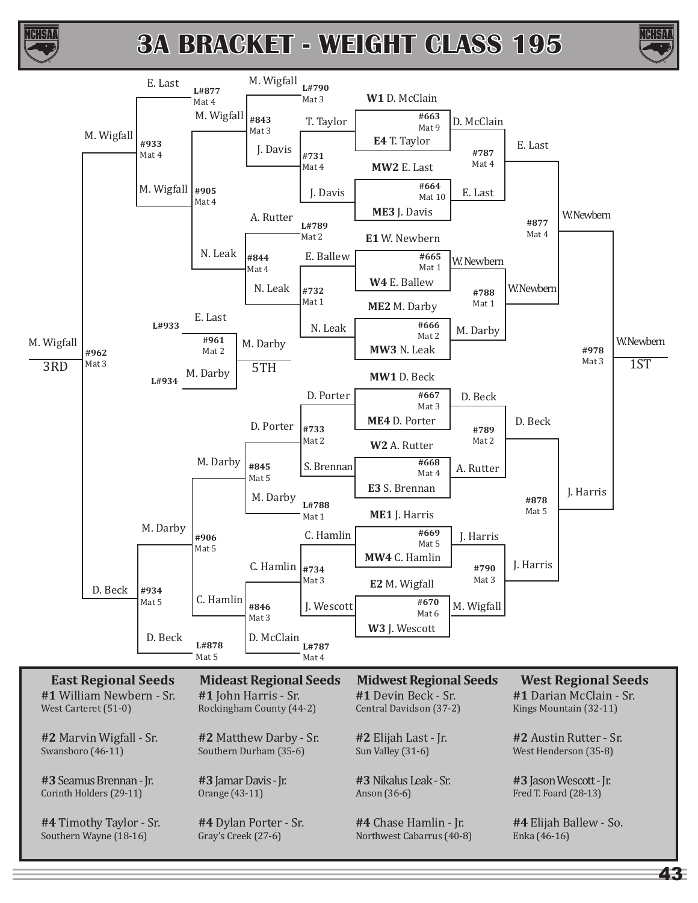# 3A BRACKET - WEIGHT CLASS 195

## Championship Bracket

| Bout | Mat | Matchup | Winner |
|---|---|---|---|
| #663 | Mat 9 | W1 D. McClain vs. E4 T. Taylor | D. McClain |
| #664 | Mat 10 | MW2 E. Last vs. ME3 J. Davis | E. Last |
| #665 | Mat 1 | E1 W. Newbern vs. W4 E. Ballew | W. Newbern |
| #666 | Mat 2 | ME2 M. Darby vs. MW3 N. Leak | M. Darby |
| #667 | Mat 3 | MW1 D. Beck vs. ME4 D. Porter | D. Beck |
| #668 | Mat 4 | W2 A. Rutter vs. E3 S. Brennan | A. Rutter |
| #669 | Mat 5 | ME1 J. Harris vs. MW4 C. Hamlin | J. Harris |
| #670 | Mat 6 | E2 M. Wigfall vs. W3 J. Wescott | M. Wigfall |
| #787 | Mat 4 | D. McClain vs. E. Last | E. Last |
| #788 | Mat 1 | W. Newbern vs. M. Darby | W. Newbern |
| #789 | Mat 2 | D. Beck vs. A. Rutter | D. Beck |
| #790 | Mat 3 | J. Harris vs. M. Wigfall | J. Harris |
| #877 | Mat 4 | E. Last vs. W. Newbern | W. Newbern |
| #878 | Mat 5 | D. Beck vs. J. Harris | J. Harris |
| #978 | Mat 3 | W. Newbern vs. J. Harris | W. Newbern (1ST) |

## Consolation Bracket

| Bout | Mat | Matchup | Winner |
|---|---|---|---|
| #731 | Mat 4 | T. Taylor vs. J. Davis | J. Davis |
| #732 | Mat 1 | E. Ballew vs. N. Leak | N. Leak |
| #733 | Mat 2 | D. Porter vs. S. Brennan | D. Porter |
| #734 | Mat 3 | C. Hamlin vs. J. Wescott | C. Hamlin |
| #843 | Mat 3 | M. Wigfall (L#790, Mat 3) vs. J. Davis | M. Wigfall |
| #844 | Mat 4 | A. Rutter (L#789, Mat 2) vs. N. Leak | N. Leak |
| #845 | Mat 5 | D. Porter vs. M. Darby (L#788, Mat 1) | M. Darby |
| #846 | Mat 3 | C. Hamlin vs. D. McClain (L#787, Mat 4) | C. Hamlin |
| #905 | Mat 4 | M. Wigfall vs. N. Leak | M. Wigfall |
| #906 | Mat 5 | M. Darby vs. C. Hamlin | M. Darby |
| #933 | Mat 4 | E. Last (L#877, Mat 4) vs. M. Wigfall | M. Wigfall |
| #934 | Mat 5 | M. Darby vs. D. Beck (L#878, Mat 5) | D. Beck |
| #962 | Mat 3 | M. Wigfall vs. D. Beck | M. Wigfall (3RD) |
| #961 | Mat 2 | E. Last (L#933) vs. M. Darby (L#934) | M. Darby (5TH) |

## Regional Seeds

| East Regional Seeds | Mideast Regional Seeds | Midwest Regional Seeds | West Regional Seeds |
|---|---|---|---|
| **#1** William Newbern - Sr. West Carteret (51-0) | **#1** John Harris - Sr. Rockingham County (44-2) | **#1** Devin Beck - Sr. Central Davidson (37-2) | **#1** Darian McClain - Sr. Kings Mountain (32-11) |
| **#2** Marvin Wigfall - Sr. Swansboro (46-11) | **#2** Matthew Darby - Sr. Southern Durham (35-6) | **#2** Elijah Last - Jr. Sun Valley (31-6) | **#2** Austin Rutter - Sr. West Henderson (35-8) |
| **#3** Seamus Brennan - Jr. Corinth Holders (29-11) | **#3** Jamar Davis - Jr. Orange (43-11) | **#3** Nikalus Leak - Sr. Anson (36-6) | **#3** Jason Wescott - Jr. Fred T. Foard (28-13) |
| **#4** Timothy Taylor - Sr. Southern Wayne (18-16) | **#4** Dylan Porter - Sr. Gray's Creek (27-6) | **#4** Chase Hamlin - Jr. Northwest Cabarrus (40-8) | **#4** Elijah Ballew - So. Enka (46-16) |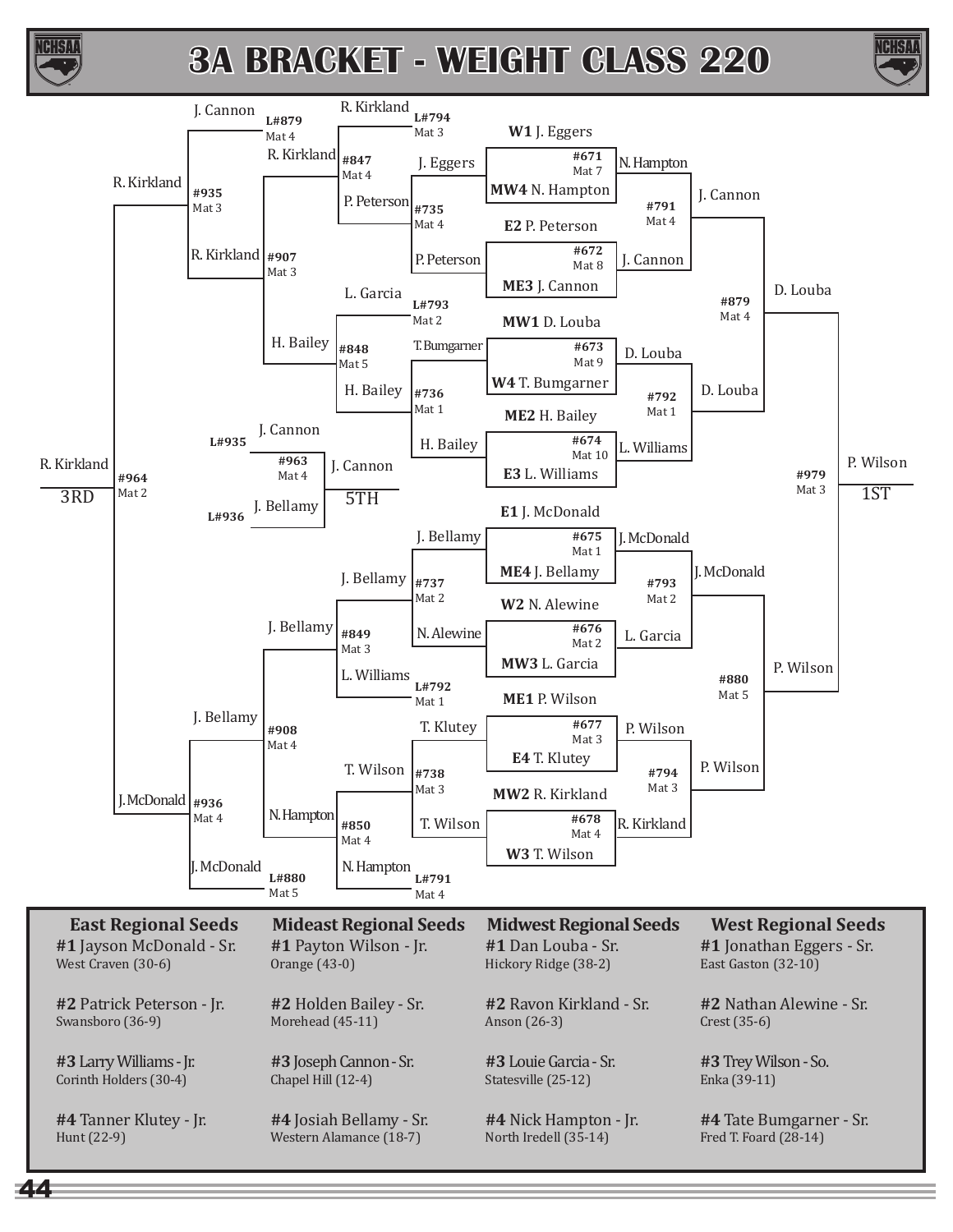# 3A BRACKET - WEIGHT CLASS 220

**W1** J. Eggers
#671 Mat 7
**MW4** N. Hampton

**E2** P. Peterson
#672 Mat 8
**ME3** J. Cannon

**MW1** D. Louba
#673 Mat 9
**W4** T. Bumgarner

**ME2** H. Bailey
#674 Mat 10
**E3** L. Williams

**E1** J. McDonald
#675 Mat 1
**ME4** J. Bellamy

**W2** N. Alewine
#676 Mat 2
**MW3** L. Garcia

**ME1** P. Wilson
#677 Mat 3
**E4** T. Klutey

**MW2** R. Kirkland
#678 Mat 4
**W3** T. Wilson

N. Hampton
J. Cannon
#791 Mat 4
J. Cannon

D. Louba
L. Williams
#792 Mat 1
D. Louba

J. McDonald
L. Garcia
#793 Mat 2
J. McDonald

P. Wilson
R. Kirkland
#794 Mat 3
P. Wilson

#879 Mat 4
D. Louba

#880 Mat 5
P. Wilson

#979 Mat 3
P. Wilson
1ST

J. Eggers
P. Peterson
#735 Mat 4
P. Peterson

T. Bumgarner
H. Bailey
#736 Mat 1
H. Bailey

J. Bellamy
N. Alewine
#737 Mat 2
J. Bellamy

T. Klutey
T. Wilson
#738 Mat 3
T. Wilson

R. Kirkland
L#794 Mat 3
#847 Mat 4
R. Kirkland

L. Garcia
L#793 Mat 2
#848 Mat 5
H. Bailey

L. Williams
L#792 Mat 1
#849 Mat 3
J. Bellamy

N. Hampton
L#791 Mat 4
#850 Mat 4
N. Hampton

J. Cannon
L#879 Mat 4
#907 Mat 3
R. Kirkland

#935 Mat 3
R. Kirkland

J. McDonald
L#880 Mat 5
#908 Mat 4
J. Bellamy

#936 Mat 4
J. McDonald

#964 Mat 2
R. Kirkland
3RD

L#935 J. Cannon
L#936 J. Bellamy
#963 Mat 4
J. Cannon
5TH

| East Regional Seeds | Mideast Regional Seeds | Midwest Regional Seeds | West Regional Seeds |
|---|---|---|---|
| **#1** Jayson McDonald - Sr. West Craven (30-6) | **#1** Payton Wilson - Jr. Orange (43-0) | **#1** Dan Louba - Sr. Hickory Ridge (38-2) | **#1** Jonathan Eggers - Sr. East Gaston (32-10) |
| **#2** Patrick Peterson - Jr. Swansboro (36-9) | **#2** Holden Bailey - Sr. Morehead (45-11) | **#2** Ravon Kirkland - Sr. Anson (26-3) | **#2** Nathan Alewine - Sr. Crest (35-6) |
| **#3** Larry Williams - Jr. Corinth Holders (30-4) | **#3** Joseph Cannon - Sr. Chapel Hill (12-4) | **#3** Louie Garcia - Sr. Statesville (25-12) | **#3** Trey Wilson - So. Enka (39-11) |
| **#4** Tanner Klutey - Jr. Hunt (22-9) | **#4** Josiah Bellamy - Sr. Western Alamance (18-7) | **#4** Nick Hampton - Jr. North Iredell (35-14) | **#4** Tate Bumgarner - Sr. Fred T. Foard (28-14) |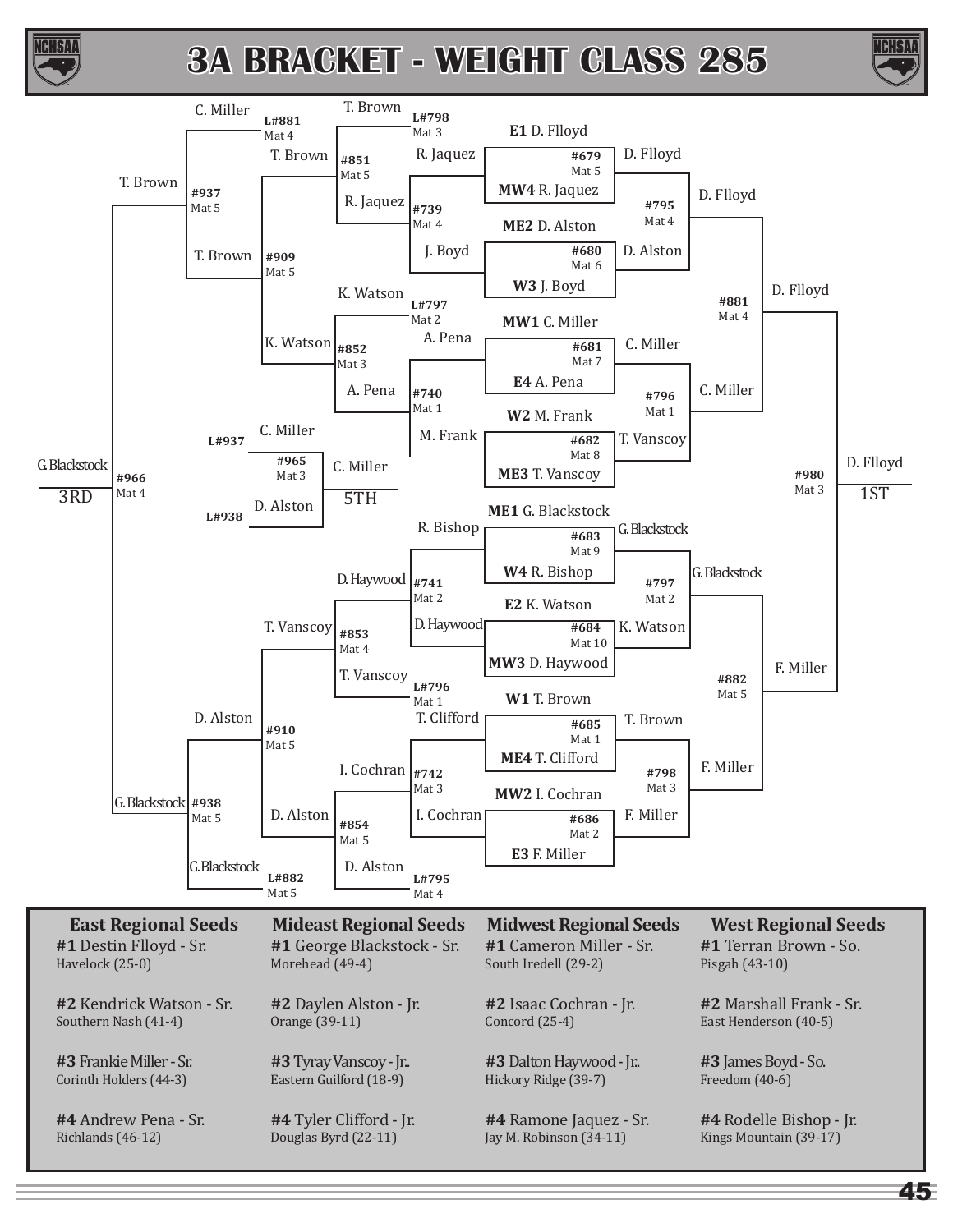# 3A BRACKET - WEIGHT CLASS 285

**Championship Bracket – First Round**

- #679 Mat 5: **E1** D. Flloyd vs **MW4** R. Jaquez — D. Flloyd
- #680 Mat 6: **ME2** D. Alston vs **W3** J. Boyd — D. Alston
- #681 Mat 7: **MW1** C. Miller vs **E4** A. Pena — C. Miller
- #682 Mat 8: **W2** M. Frank vs **ME3** T. Vanscoy — T. Vanscoy
- #683 Mat 9: **ME1** G. Blackstock vs **W4** R. Bishop — G.Blackstock
- #684 Mat 10: **E2** K. Watson vs **MW3** D. Haywood — K. Watson
- #685 Mat 1: **W1** T. Brown vs **ME4** T. Clifford — T. Brown
- #686 Mat 2: **MW2** I. Cochran vs **E3** F. Miller — F. Miller

**Quarterfinals**

- #795 Mat 4: D. Flloyd vs D. Alston — D. Flloyd
- #796 Mat 1: C. Miller vs T. Vanscoy — C. Miller
- #797 Mat 2: G.Blackstock vs K. Watson — G.Blackstock
- #798 Mat 3: T. Brown vs F. Miller — F. Miller

**Semifinals**

- #881 Mat 4: D. Flloyd vs C. Miller — D. Flloyd
- #882 Mat 5: G.Blackstock vs F. Miller — F. Miller

**Final**

- #980 Mat 3: D. Flloyd vs F. Miller — D. Flloyd **1ST**

**Consolation Bracket**

- #739 Mat 4: R. Jaquez vs J. Boyd — R. Jaquez
- #740 Mat 1: A. Pena vs M. Frank — A. Pena
- #741 Mat 2: R. Bishop vs D. Haywood — D. Haywood
- #742 Mat 3: T. Clifford vs I. Cochran — I. Cochran
- #851 Mat 5: T. Brown (L#798 Mat 3) vs R. Jaquez — T. Brown
- #852 Mat 3: K. Watson (L#797 Mat 2) vs A. Pena — K. Watson
- #853 Mat 4: D. Haywood vs T. Vanscoy (L#796 Mat 1) — T. Vanscoy
- #854 Mat 5: I. Cochran vs D. Alston (L#795 Mat 4) — D. Alston
- #909 Mat 5: T. Brown vs K. Watson — T. Brown
- #910 Mat 5: T. Vanscoy vs D. Alston — D. Alston
- #937 Mat 5: C. Miller (L#881 Mat 4) vs T. Brown — T. Brown
- #938 Mat 5: D. Alston vs G.Blackstock (L#882 Mat 5) — G.Blackstock
- #966 Mat 4: T. Brown vs G.Blackstock — G.Blackstock **3RD**
- #965 Mat 3: C. Miller (L#937) vs D. Alston (L#938) — C. Miller **5TH**

| East Regional Seeds | Mideast Regional Seeds | Midwest Regional Seeds | West Regional Seeds |
|---|---|---|---|
| **#1** Destin Flloyd - Sr. Havelock (25-0) | **#1** George Blackstock - Sr. Morehead (49-4) | **#1** Cameron Miller - Sr. South Iredell (29-2) | **#1** Terran Brown - So. Pisgah (43-10) |
| **#2** Kendrick Watson - Sr. Southern Nash (41-4) | **#2** Daylen Alston - Jr. Orange (39-11) | **#2** Isaac Cochran - Jr. Concord (25-4) | **#2** Marshall Frank - Sr. East Henderson (40-5) |
| **#3** Frankie Miller - Sr. Corinth Holders (44-3) | **#3** Tyray Vanscoy - Jr.. Eastern Guilford (18-9) | **#3** Dalton Haywood - Jr.. Hickory Ridge (39-7) | **#3** James Boyd - So. Freedom (40-6) |
| **#4** Andrew Pena - Sr. Richlands (46-12) | **#4** Tyler Clifford - Jr. Douglas Byrd (22-11) | **#4** Ramone Jaquez - Sr. Jay M. Robinson (34-11) | **#4** Rodelle Bishop - Jr. Kings Mountain (39-17) |